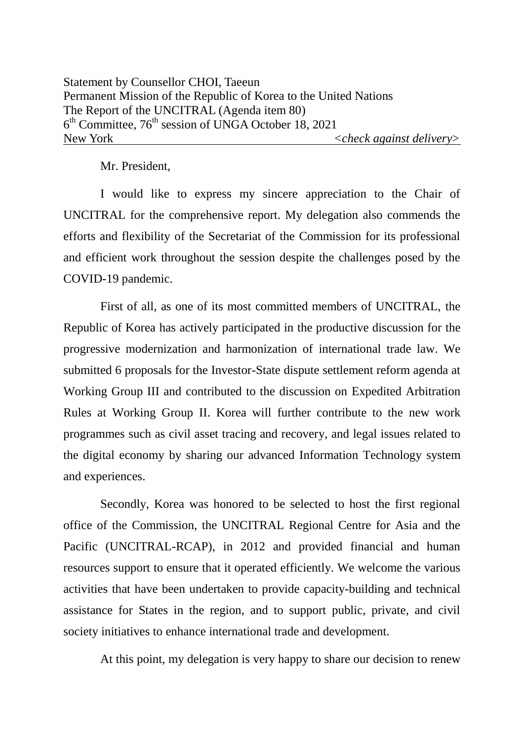Statement by Counsellor CHOI, Taeeun
Permanent Mission of the Republic of Korea to the United Nations
The Report of the UNCITRAL (Agenda item 80)
6th Committee, 76th session of UNGA October 18, 2021
New York <*check against delivery*>

Mr. President,

I would like to express my sincere appreciation to the Chair of UNCITRAL for the comprehensive report. My delegation also commends the efforts and flexibility of the Secretariat of the Commission for its professional and efficient work throughout the session despite the challenges posed by the COVID-19 pandemic.

First of all, as one of its most committed members of UNCITRAL, the Republic of Korea has actively participated in the productive discussion for the progressive modernization and harmonization of international trade law. We submitted 6 proposals for the Investor-State dispute settlement reform agenda at Working Group III and contributed to the discussion on Expedited Arbitration Rules at Working Group II. Korea will further contribute to the new work programmes such as civil asset tracing and recovery, and legal issues related to the digital economy by sharing our advanced Information Technology system and experiences.

Secondly, Korea was honored to be selected to host the first regional office of the Commission, the UNCITRAL Regional Centre for Asia and the Pacific (UNCITRAL-RCAP), in 2012 and provided financial and human resources support to ensure that it operated efficiently. We welcome the various activities that have been undertaken to provide capacity-building and technical assistance for States in the region, and to support public, private, and civil society initiatives to enhance international trade and development.

At this point, my delegation is very happy to share our decision to renew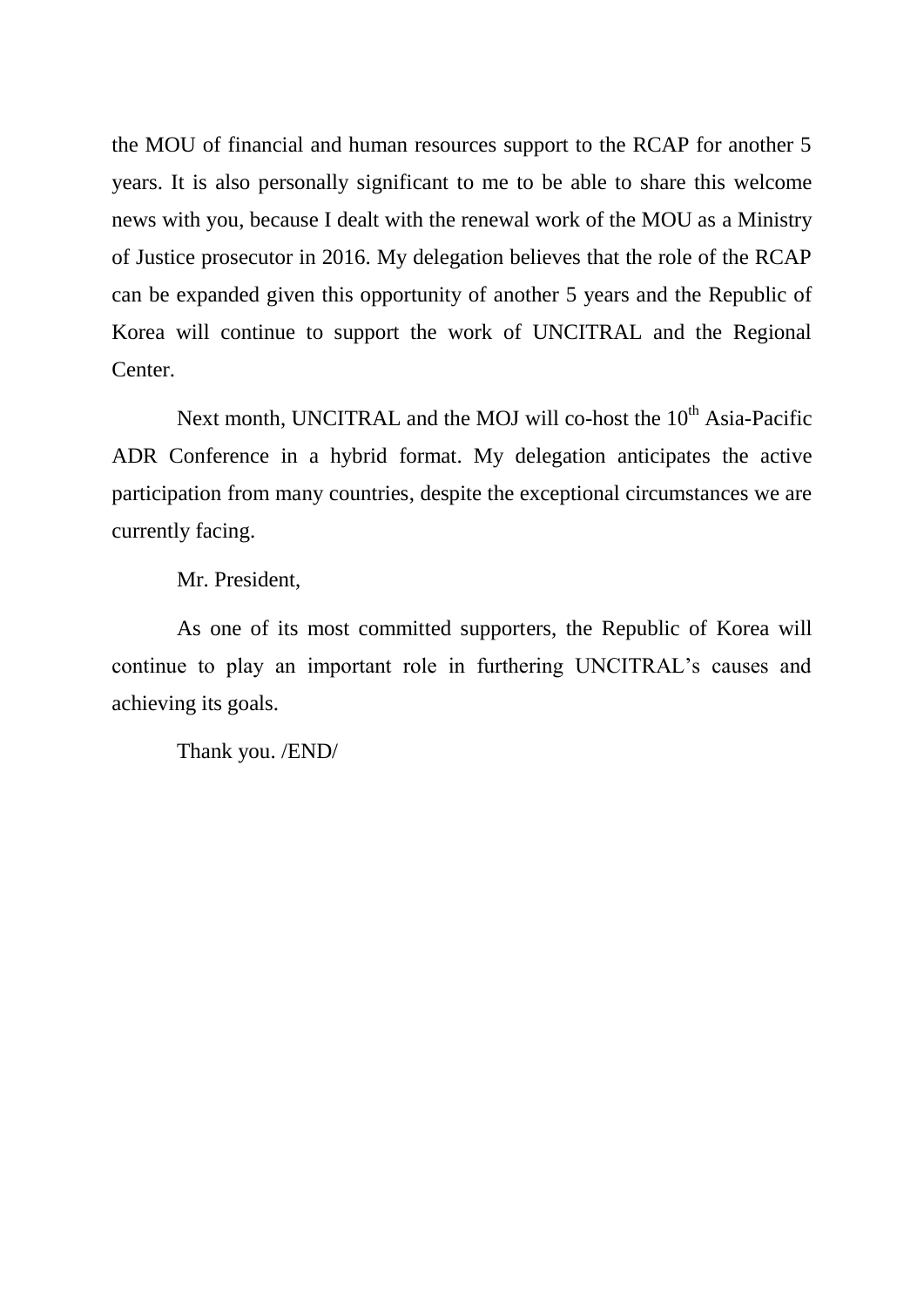the MOU of financial and human resources support to the RCAP for another 5 years. It is also personally significant to me to be able to share this welcome news with you, because I dealt with the renewal work of the MOU as a Ministry of Justice prosecutor in 2016. My delegation believes that the role of the RCAP can be expanded given this opportunity of another 5 years and the Republic of Korea will continue to support the work of UNCITRAL and the Regional Center.

Next month, UNCITRAL and the MOJ will co-host the 10th Asia-Pacific ADR Conference in a hybrid format. My delegation anticipates the active participation from many countries, despite the exceptional circumstances we are currently facing.

Mr. President,

As one of its most committed supporters, the Republic of Korea will continue to play an important role in furthering UNCITRAL's causes and achieving its goals.

Thank you. /END/